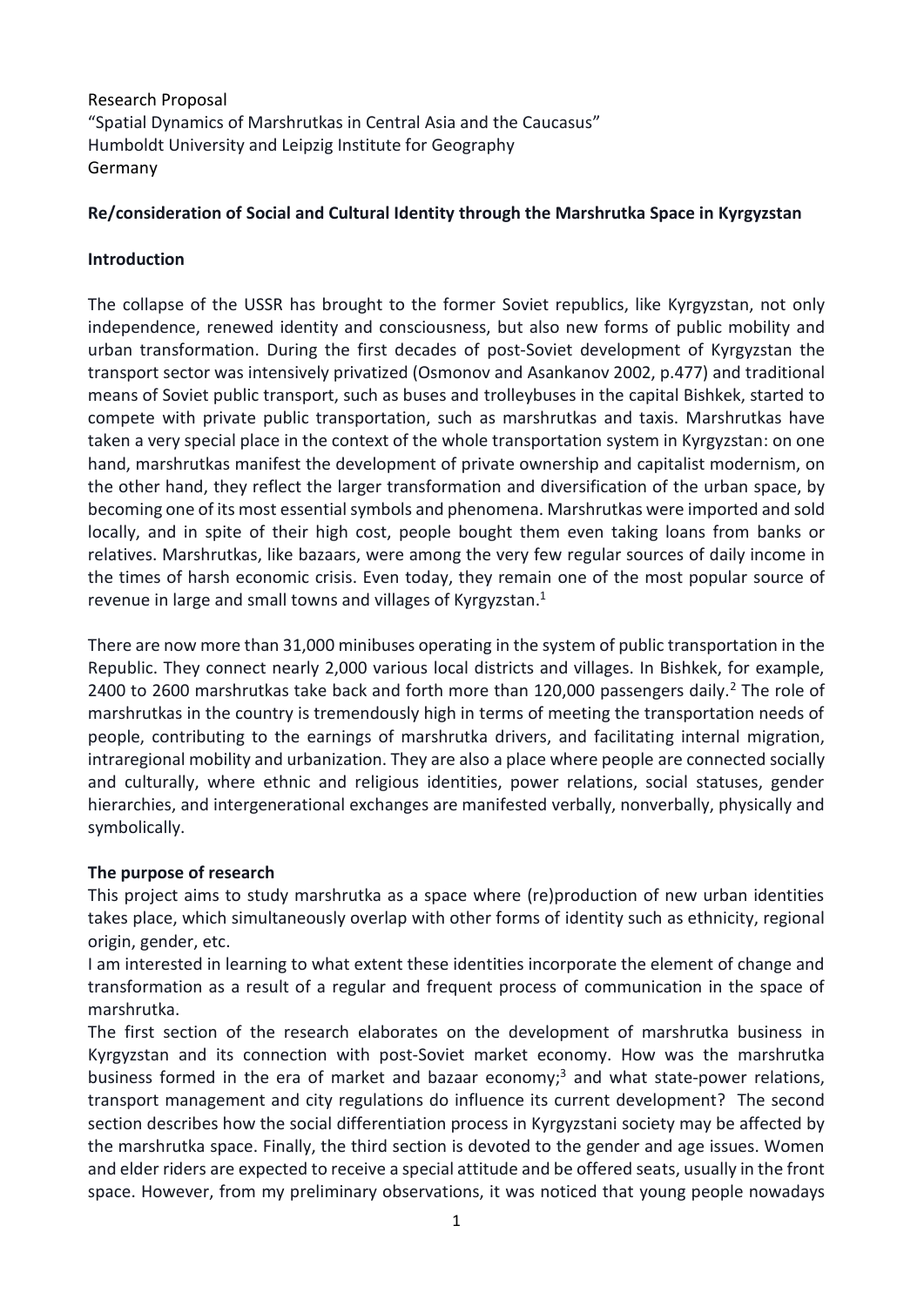Research Proposal
"Spatial Dynamics of Marshrutkas in Central Asia and the Caucasus"
Humboldt University and Leipzig Institute for Geography
Germany

**Re/consideration of Social and Cultural Identity through the Marshrutka Space in Kyrgyzstan**

**Introduction**

The collapse of the USSR has brought to the former Soviet republics, like Kyrgyzstan, not only independence, renewed identity and consciousness, but also new forms of public mobility and urban transformation. During the first decades of post-Soviet development of Kyrgyzstan the transport sector was intensively privatized (Osmonov and Asankanov 2002, p.477) and traditional means of Soviet public transport, such as buses and trolleybuses in the capital Bishkek, started to compete with private public transportation, such as marshrutkas and taxis. Marshrutkas have taken a very special place in the context of the whole transportation system in Kyrgyzstan: on one hand, marshrutkas manifest the development of private ownership and capitalist modernism, on the other hand, they reflect the larger transformation and diversification of the urban space, by becoming one of its most essential symbols and phenomena. Marshrutkas were imported and sold locally, and in spite of their high cost, people bought them even taking loans from banks or relatives. Marshrutkas, like bazaars, were among the very few regular sources of daily income in the times of harsh economic crisis. Even today, they remain one of the most popular source of revenue in large and small towns and villages of Kyrgyzstan.[1]

There are now more than 31,000 minibuses operating in the system of public transportation in the Republic. They connect nearly 2,000 various local districts and villages. In Bishkek, for example, 2400 to 2600 marshrutkas take back and forth more than 120,000 passengers daily.[2] The role of marshrutkas in the country is tremendously high in terms of meeting the transportation needs of people, contributing to the earnings of marshrutka drivers, and facilitating internal migration, intraregional mobility and urbanization. They are also a place where people are connected socially and culturally, where ethnic and religious identities, power relations, social statuses, gender hierarchies, and intergenerational exchanges are manifested verbally, nonverbally, physically and symbolically.

**The purpose of research**

This project aims to study marshrutka as a space where (re)production of new urban identities takes place, which simultaneously overlap with other forms of identity such as ethnicity, regional origin, gender, etc.

I am interested in learning to what extent these identities incorporate the element of change and transformation as a result of a regular and frequent process of communication in the space of marshrutka.

The first section of the research elaborates on the development of marshrutka business in Kyrgyzstan and its connection with post-Soviet market economy. How was the marshrutka business formed in the era of market and bazaar economy;[3] and what state-power relations, transport management and city regulations do influence its current development? The second section describes how the social differentiation process in Kyrgyzstani society may be affected by the marshrutka space. Finally, the third section is devoted to the gender and age issues. Women and elder riders are expected to receive a special attitude and be offered seats, usually in the front space. However, from my preliminary observations, it was noticed that young people nowadays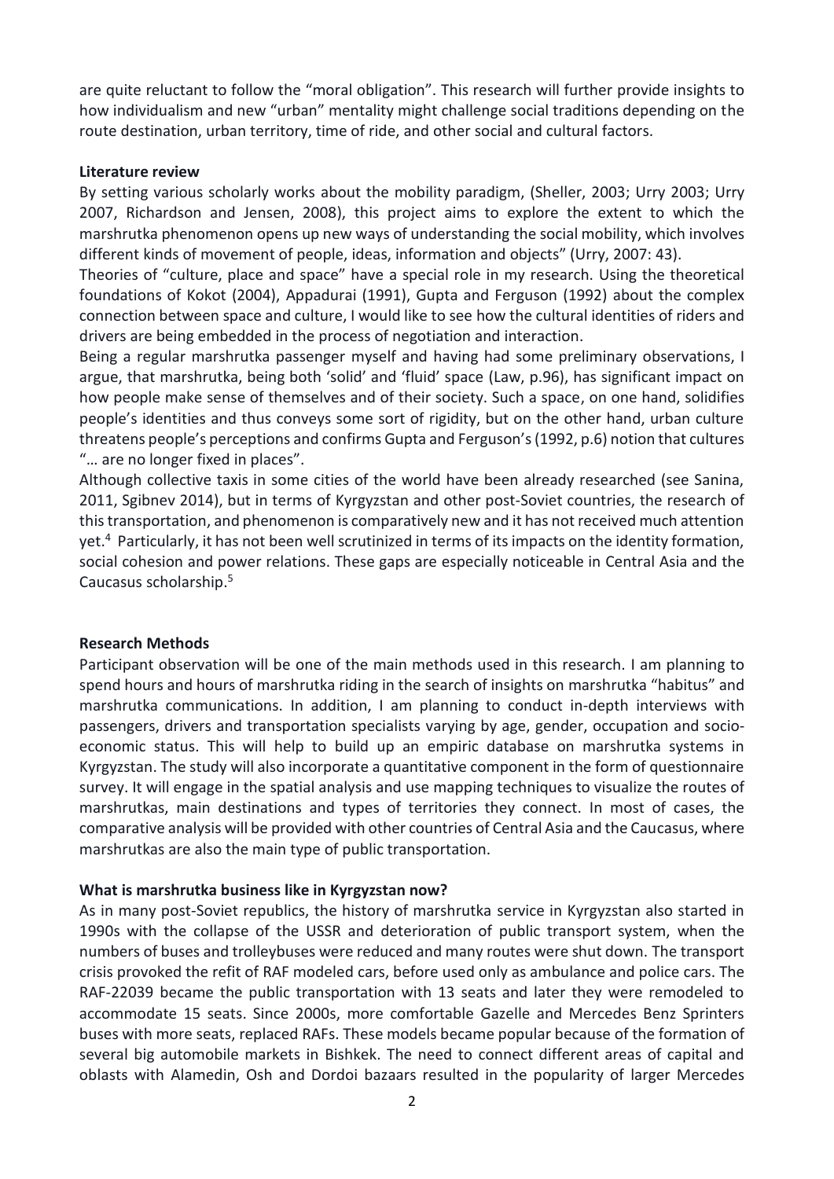are quite reluctant to follow the "moral obligation". This research will further provide insights to how individualism and new "urban" mentality might challenge social traditions depending on the route destination, urban territory, time of ride, and other social and cultural factors.

**Literature review**

By setting various scholarly works about the mobility paradigm, (Sheller, 2003; Urry 2003; Urry 2007, Richardson and Jensen, 2008), this project aims to explore the extent to which the marshrutka phenomenon opens up new ways of understanding the social mobility, which involves different kinds of movement of people, ideas, information and objects" (Urry, 2007: 43).

Theories of "culture, place and space" have a special role in my research. Using the theoretical foundations of Kokot (2004), Appadurai (1991), Gupta and Ferguson (1992) about the complex connection between space and culture, I would like to see how the cultural identities of riders and drivers are being embedded in the process of negotiation and interaction.

Being a regular marshrutka passenger myself and having had some preliminary observations, I argue, that marshrutka, being both 'solid' and 'fluid' space (Law, p.96), has significant impact on how people make sense of themselves and of their society. Such a space, on one hand, solidifies people's identities and thus conveys some sort of rigidity, but on the other hand, urban culture threatens people's perceptions and confirms Gupta and Ferguson's (1992, p.6) notion that cultures "… are no longer fixed in places".

Although collective taxis in some cities of the world have been already researched (see Sanina, 2011, Sgibnev 2014), but in terms of Kyrgyzstan and other post-Soviet countries, the research of this transportation, and phenomenon is comparatively new and it has not received much attention yet.[4] Particularly, it has not been well scrutinized in terms of its impacts on the identity formation, social cohesion and power relations. These gaps are especially noticeable in Central Asia and the Caucasus scholarship.[5]

**Research Methods**

Participant observation will be one of the main methods used in this research. I am planning to spend hours and hours of marshrutka riding in the search of insights on marshrutka "habitus" and marshrutka communications. In addition, I am planning to conduct in-depth interviews with passengers, drivers and transportation specialists varying by age, gender, occupation and socio-economic status. This will help to build up an empiric database on marshrutka systems in Kyrgyzstan. The study will also incorporate a quantitative component in the form of questionnaire survey. It will engage in the spatial analysis and use mapping techniques to visualize the routes of marshrutkas, main destinations and types of territories they connect. In most of cases, the comparative analysis will be provided with other countries of Central Asia and the Caucasus, where marshrutkas are also the main type of public transportation.

**What is marshrutka business like in Kyrgyzstan now?**

As in many post-Soviet republics, the history of marshrutka service in Kyrgyzstan also started in 1990s with the collapse of the USSR and deterioration of public transport system, when the numbers of buses and trolleybuses were reduced and many routes were shut down. The transport crisis provoked the refit of RAF modeled cars, before used only as ambulance and police cars. The RAF-22039 became the public transportation with 13 seats and later they were remodeled to accommodate 15 seats. Since 2000s, more comfortable Gazelle and Mercedes Benz Sprinters buses with more seats, replaced RAFs. These models became popular because of the formation of several big automobile markets in Bishkek. The need to connect different areas of capital and oblasts with Alamedin, Osh and Dordoi bazaars resulted in the popularity of larger Mercedes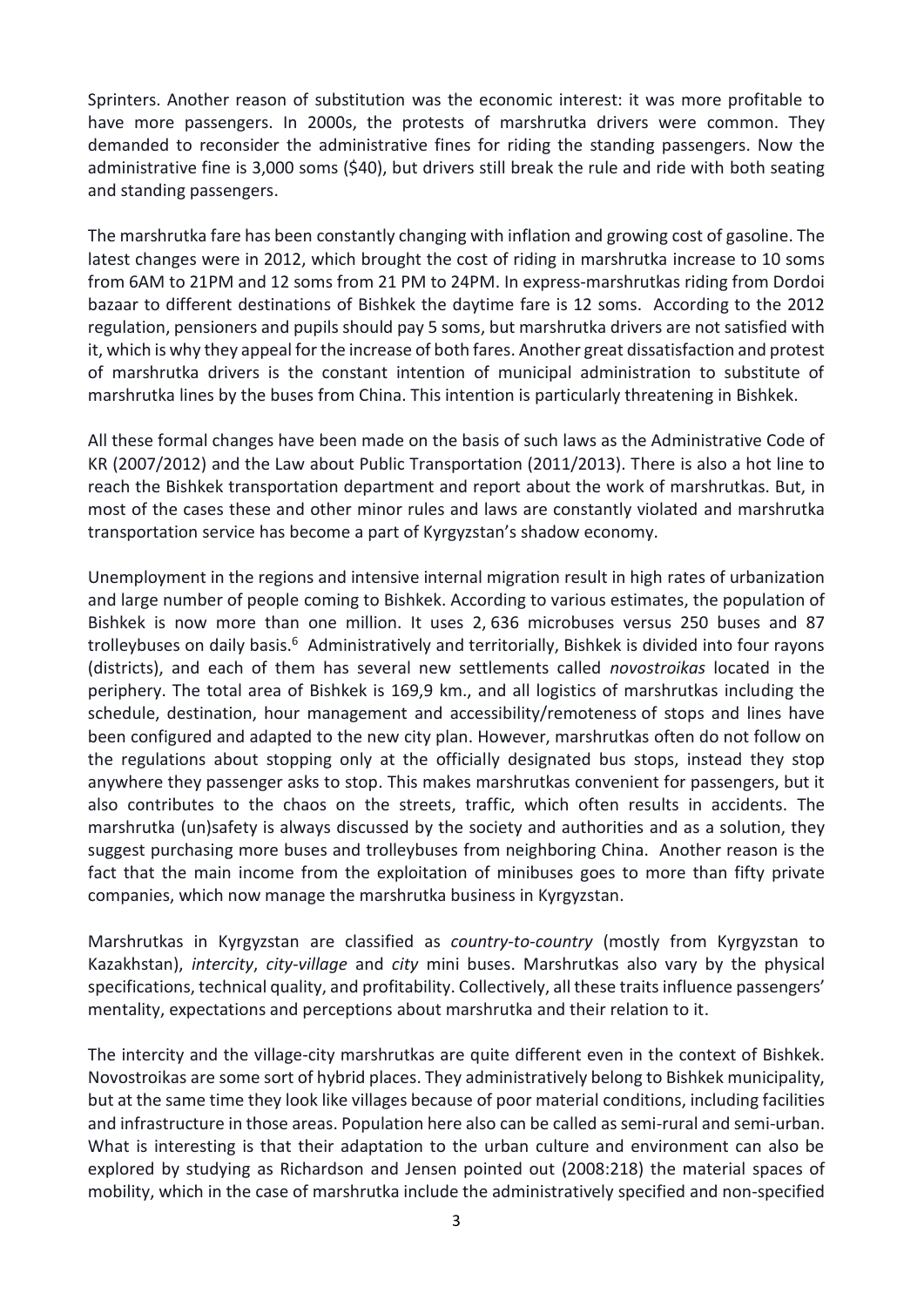Sprinters. Another reason of substitution was the economic interest: it was more profitable to have more passengers. In 2000s, the protests of marshrutka drivers were common. They demanded to reconsider the administrative fines for riding the standing passengers. Now the administrative fine is 3,000 soms ($40), but drivers still break the rule and ride with both seating and standing passengers.

The marshrutka fare has been constantly changing with inflation and growing cost of gasoline. The latest changes were in 2012, which brought the cost of riding in marshrutka increase to 10 soms from 6AM to 21PM and 12 soms from 21 PM to 24PM. In express-marshrutkas riding from Dordoi bazaar to different destinations of Bishkek the daytime fare is 12 soms. According to the 2012 regulation, pensioners and pupils should pay 5 soms, but marshrutka drivers are not satisfied with it, which is why they appeal for the increase of both fares. Another great dissatisfaction and protest of marshrutka drivers is the constant intention of municipal administration to substitute of marshrutka lines by the buses from China. This intention is particularly threatening in Bishkek.

All these formal changes have been made on the basis of such laws as the Administrative Code of KR (2007/2012) and the Law about Public Transportation (2011/2013). There is also a hot line to reach the Bishkek transportation department and report about the work of marshrutkas. But, in most of the cases these and other minor rules and laws are constantly violated and marshrutka transportation service has become a part of Kyrgyzstan's shadow economy.

Unemployment in the regions and intensive internal migration result in high rates of urbanization and large number of people coming to Bishkek. According to various estimates, the population of Bishkek is now more than one million. It uses 2, 636 microbuses versus 250 buses and 87 trolleybuses on daily basis.[6] Administratively and territorially, Bishkek is divided into four rayons (districts), and each of them has several new settlements called *novostroikas* located in the periphery. The total area of Bishkek is 169,9 km., and all logistics of marshrutkas including the schedule, destination, hour management and accessibility/remoteness of stops and lines have been configured and adapted to the new city plan. However, marshrutkas often do not follow on the regulations about stopping only at the officially designated bus stops, instead they stop anywhere they passenger asks to stop. This makes marshrutkas convenient for passengers, but it also contributes to the chaos on the streets, traffic, which often results in accidents. The marshrutka (un)safety is always discussed by the society and authorities and as a solution, they suggest purchasing more buses and trolleybuses from neighboring China. Another reason is the fact that the main income from the exploitation of minibuses goes to more than fifty private companies, which now manage the marshrutka business in Kyrgyzstan.

Marshrutkas in Kyrgyzstan are classified as *country-to-country* (mostly from Kyrgyzstan to Kazakhstan), *intercity*, *city-village* and *city* mini buses. Marshrutkas also vary by the physical specifications, technical quality, and profitability. Collectively, all these traits influence passengers' mentality, expectations and perceptions about marshrutka and their relation to it.

The intercity and the village-city marshrutkas are quite different even in the context of Bishkek. Novostroikas are some sort of hybrid places. They administratively belong to Bishkek municipality, but at the same time they look like villages because of poor material conditions, including facilities and infrastructure in those areas. Population here also can be called as semi-rural and semi-urban. What is interesting is that their adaptation to the urban culture and environment can also be explored by studying as Richardson and Jensen pointed out (2008:218) the material spaces of mobility, which in the case of marshrutka include the administratively specified and non-specified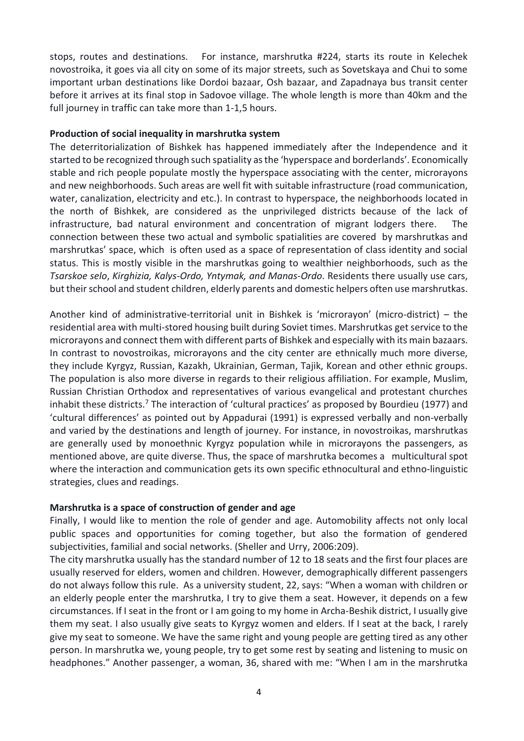stops, routes and destinations. For instance, marshrutka #224, starts its route in Kelechek novostroika, it goes via all city on some of its major streets, such as Sovetskaya and Chui to some important urban destinations like Dordoi bazaar, Osh bazaar, and Zapadnaya bus transit center before it arrives at its final stop in Sadovoe village. The whole length is more than 40km and the full journey in traffic can take more than 1-1,5 hours.

**Production of social inequality in marshrutka system**

The deterritorialization of Bishkek has happened immediately after the Independence and it started to be recognized through such spatiality as the 'hyperspace and borderlands'. Economically stable and rich people populate mostly the hyperspace associating with the center, microrayons and new neighborhoods. Such areas are well fit with suitable infrastructure (road communication, water, canalization, electricity and etc.). In contrast to hyperspace, the neighborhoods located in the north of Bishkek, are considered as the unprivileged districts because of the lack of infrastructure, bad natural environment and concentration of migrant lodgers there. The connection between these two actual and symbolic spatialities are covered by marshrutkas and marshrutkas' space, which is often used as a space of representation of class identity and social status. This is mostly visible in the marshrutkas going to wealthier neighborhoods, such as the *Tsarskoe selo*, *Kirghizia, Kalys-Ordo, Yntymak, and Manas-Ordo*. Residents there usually use cars, but their school and student children, elderly parents and domestic helpers often use marshrutkas.

Another kind of administrative-territorial unit in Bishkek is 'microrayon' (micro-district) – the residential area with multi-stored housing built during Soviet times. Marshrutkas get service to the microrayons and connect them with different parts of Bishkek and especially with its main bazaars. In contrast to novostroikas, microrayons and the city center are ethnically much more diverse, they include Kyrgyz, Russian, Kazakh, Ukrainian, German, Tajik, Korean and other ethnic groups. The population is also more diverse in regards to their religious affiliation. For example, Muslim, Russian Christian Orthodox and representatives of various evangelical and protestant churches inhabit these districts.[7] The interaction of 'cultural practices' as proposed by Bourdieu (1977) and 'cultural differences' as pointed out by Appadurai (1991) is expressed verbally and non-verbally and varied by the destinations and length of journey. For instance, in novostroikas, marshrutkas are generally used by monoethnic Kyrgyz population while in microrayons the passengers, as mentioned above, are quite diverse. Thus, the space of marshrutka becomes a multicultural spot where the interaction and communication gets its own specific ethnocultural and ethno-linguistic strategies, clues and readings.

**Marshrutka is a space of construction of gender and age**

Finally, I would like to mention the role of gender and age. Automobility affects not only local public spaces and opportunities for coming together, but also the formation of gendered subjectivities, familial and social networks. (Sheller and Urry, 2006:209).

The city marshrutka usually has the standard number of 12 to 18 seats and the first four places are usually reserved for elders, women and children. However, demographically different passengers do not always follow this rule. As a university student, 22, says: "When a woman with children or an elderly people enter the marshrutka, I try to give them a seat. However, it depends on a few circumstances. If I seat in the front or I am going to my home in Archa-Beshik district, I usually give them my seat. I also usually give seats to Kyrgyz women and elders. If I seat at the back, I rarely give my seat to someone. We have the same right and young people are getting tired as any other person. In marshrutka we, young people, try to get some rest by seating and listening to music on headphones." Another passenger, a woman, 36, shared with me: "When I am in the marshrutka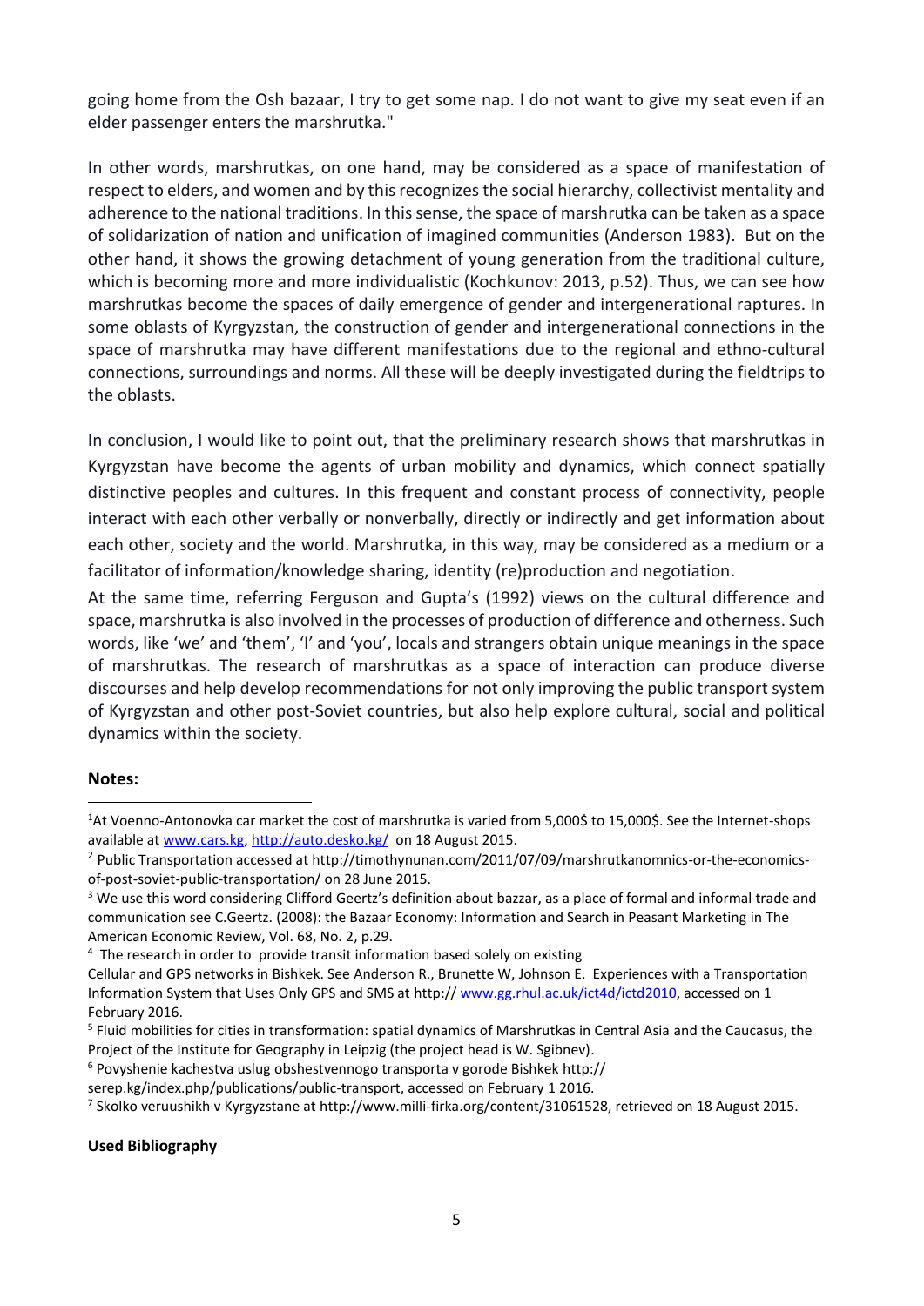going home from the Osh bazaar, I try to get some nap. I do not want to give my seat even if an elder passenger enters the marshrutka."

In other words, marshrutkas, on one hand, may be considered as a space of manifestation of respect to elders, and women and by this recognizes the social hierarchy, collectivist mentality and adherence to the national traditions. In this sense, the space of marshrutka can be taken as a space of solidarization of nation and unification of imagined communities (Anderson 1983). But on the other hand, it shows the growing detachment of young generation from the traditional culture, which is becoming more and more individualistic (Kochkunov: 2013, p.52). Thus, we can see how marshrutkas become the spaces of daily emergence of gender and intergenerational raptures. In some oblasts of Kyrgyzstan, the construction of gender and intergenerational connections in the space of marshrutka may have different manifestations due to the regional and ethno-cultural connections, surroundings and norms. All these will be deeply investigated during the fieldtrips to the oblasts.

In conclusion, I would like to point out, that the preliminary research shows that marshrutkas in Kyrgyzstan have become the agents of urban mobility and dynamics, which connect spatially distinctive peoples and cultures. In this frequent and constant process of connectivity, people interact with each other verbally or nonverbally, directly or indirectly and get information about each other, society and the world. Marshrutka, in this way, may be considered as a medium or a facilitator of information/knowledge sharing, identity (re)production and negotiation.

At the same time, referring Ferguson and Gupta's (1992) views on the cultural difference and space, marshrutka is also involved in the processes of production of difference and otherness. Such words, like 'we' and 'them', 'I' and 'you', locals and strangers obtain unique meanings in the space of marshrutkas. The research of marshrutkas as a space of interaction can produce diverse discourses and help develop recommendations for not only improving the public transport system of Kyrgyzstan and other post-Soviet countries, but also help explore cultural, social and political dynamics within the society.

**Notes:**

[1] At Voenno-Antonovka car market the cost of marshrutka is varied from 5,000$ to 15,000$. See the Internet-shops available at www.cars.kg, http://auto.desko.kg/ on 18 August 2015.

[2] Public Transportation accessed at http://timothynunan.com/2011/07/09/marshrutkanomnics-or-the-economics-of-post-soviet-public-transportation/ on 28 June 2015.

[3] We use this word considering Clifford Geertz's definition about bazzar, as a place of formal and informal trade and communication see C.Geertz. (2008): the Bazaar Economy: Information and Search in Peasant Marketing in The American Economic Review, Vol. 68, No. 2, p.29.

[4] The research in order to provide transit information based solely on existing Cellular and GPS networks in Bishkek. See Anderson R., Brunette W, Johnson E. Experiences with a Transportation Information System that Uses Only GPS and SMS at http:// www.gg.rhul.ac.uk/ict4d/ictd2010, accessed on 1 February 2016.

[5] Fluid mobilities for cities in transformation: spatial dynamics of Marshrutkas in Central Asia and the Caucasus, the Project of the Institute for Geography in Leipzig (the project head is W. Sgibnev).

[6] Povyshenie kachestva uslug obshestvennogo transporta v gorode Bishkek http:// serep.kg/index.php/publications/public-transport, accessed on February 1 2016.

[7] Skolko veruushikh v Kyrgyzstane at http://www.milli-firka.org/content/31061528, retrieved on 18 August 2015.

**Used Bibliography**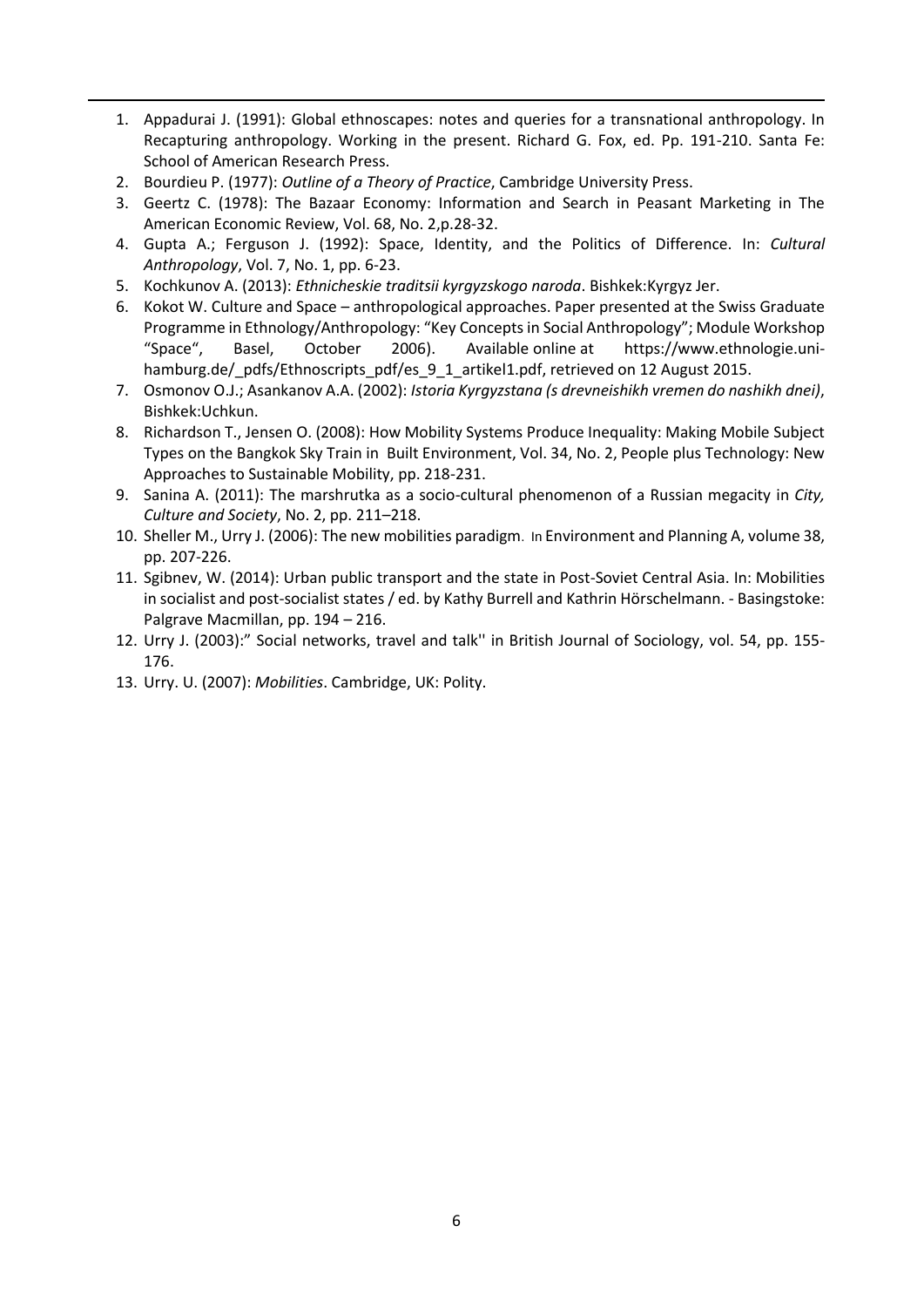1. Appadurai J. (1991): Global ethnoscapes: notes and queries for a transnational anthropology. In Recapturing anthropology. Working in the present. Richard G. Fox, ed. Pp. 191-210. Santa Fe: School of American Research Press.
2. Bourdieu P. (1977): *Outline of a Theory of Practice*, Cambridge University Press.
3. Geertz C. (1978): The Bazaar Economy: Information and Search in Peasant Marketing in The American Economic Review, Vol. 68, No. 2,p.28-32.
4. Gupta A.; Ferguson J. (1992): Space, Identity, and the Politics of Difference. In: *Cultural Anthropology*, Vol. 7, No. 1, pp. 6-23.
5. Kochkunov A. (2013): *Ethnicheskie traditsii kyrgyzskogo naroda*. Bishkek:Kyrgyz Jer.
6. Kokot W. Culture and Space – anthropological approaches. Paper presented at the Swiss Graduate Programme in Ethnology/Anthropology: "Key Concepts in Social Anthropology"; Module Workshop "Space", Basel, October 2006). Available online at https://www.ethnologie.uni-hamburg.de/_pdfs/Ethnoscripts_pdf/es_9_1_artikel1.pdf, retrieved on 12 August 2015.
7. Osmonov O.J.; Asankanov A.A. (2002): *Istoria Kyrgyzstana (s drevneishikh vremen do nashikh dnei)*, Bishkek:Uchkun.
8. Richardson T., Jensen O. (2008): How Mobility Systems Produce Inequality: Making Mobile Subject Types on the Bangkok Sky Train in Built Environment, Vol. 34, No. 2, People plus Technology: New Approaches to Sustainable Mobility, pp. 218-231.
9. Sanina A. (2011): The marshrutka as a socio-cultural phenomenon of a Russian megacity in *City, Culture and Society*, No. 2, pp. 211–218.
10. Sheller M., Urry J. (2006): The new mobilities paradigm. In Environment and Planning A, volume 38, pp. 207-226.
11. Sgibnev, W. (2014): Urban public transport and the state in Post-Soviet Central Asia. In: Mobilities in socialist and post-socialist states / ed. by Kathy Burrell and Kathrin Hörschelmann. - Basingstoke: Palgrave Macmillan, pp. 194 – 216.
12. Urry J. (2003):" Social networks, travel and talk'' in British Journal of Sociology, vol. 54, pp. 155-176.
13. Urry. U. (2007): *Mobilities*. Cambridge, UK: Polity.